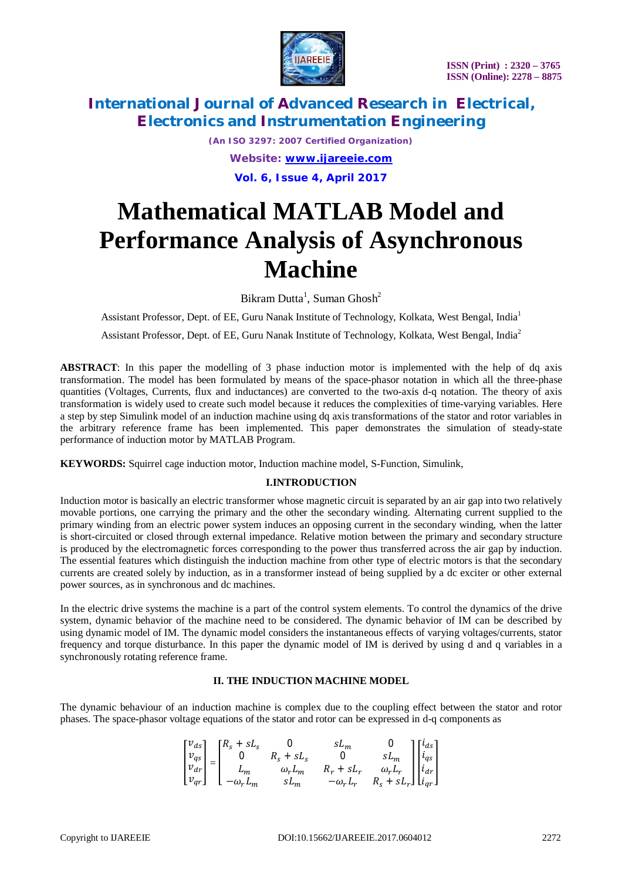# Mathematical MATLAB Model and Performance Analysis of Asynchronous Machine

Bikram Dutta[1], Suman Ghosh[2]

Assistant Professor, Dept. of EE, Guru Nanak Institute of Technology, Kolkata, West Bengal, India[1]

Assistant Professor, Dept. of EE, Guru Nanak Institute of Technology, Kolkata, West Bengal, India[2]

**ABSTRACT**: In this paper the modelling of 3 phase induction motor is implemented with the help of dq axis transformation. The model has been formulated by means of the space-phasor notation in which all the three-phase quantities (Voltages, Currents, flux and inductances) are converted to the two-axis d-q notation. The theory of axis transformation is widely used to create such model because it reduces the complexities of time-varying variables. Here a step by step Simulink model of an induction machine using dq axis transformations of the stator and rotor variables in the arbitrary reference frame has been implemented. This paper demonstrates the simulation of steady-state performance of induction motor by MATLAB Program.

**KEYWORDS:** Squirrel cage induction motor, Induction machine model, S-Function, Simulink,

## I.INTRODUCTION

Induction motor is basically an electric transformer whose magnetic circuit is separated by an air gap into two relatively movable portions, one carrying the primary and the other the secondary winding. Alternating current supplied to the primary winding from an electric power system induces an opposing current in the secondary winding, when the latter is short-circuited or closed through external impedance. Relative motion between the primary and secondary structure is produced by the electromagnetic forces corresponding to the power thus transferred across the air gap by induction. The essential features which distinguish the induction machine from other type of electric motors is that the secondary currents are created solely by induction, as in a transformer instead of being supplied by a dc exciter or other external power sources, as in synchronous and dc machines.

In the electric drive systems the machine is a part of the control system elements. To control the dynamics of the drive system, dynamic behavior of the machine need to be considered. The dynamic behavior of IM can be described by using dynamic model of IM. The dynamic model considers the instantaneous effects of varying voltages/currents, stator frequency and torque disturbance. In this paper the dynamic model of IM is derived by using d and q variables in a synchronously rotating reference frame.

## II. THE INDUCTION MACHINE MODEL

The dynamic behaviour of an induction machine is complex due to the coupling effect between the stator and rotor phases. The space-phasor voltage equations of the stator and rotor can be expressed in d-q components as

$$\begin{bmatrix} v_{ds} \\ v_{qs} \\ v_{dr} \\ v_{qr} \end{bmatrix} = \begin{bmatrix} R_s + sL_s & 0 & sL_m & 0 \\ 0 & R_s + sL_s & 0 & sL_m \\ L_m & \omega_r L_m & R_r + sL_r & \omega_r L_r \\ -\omega_r L_m & sL_m & -\omega_r L_r & R_s + sL_r \end{bmatrix} \begin{bmatrix} i_{ds} \\ i_{qs} \\ i_{dr} \\ i_{qr} \end{bmatrix}$$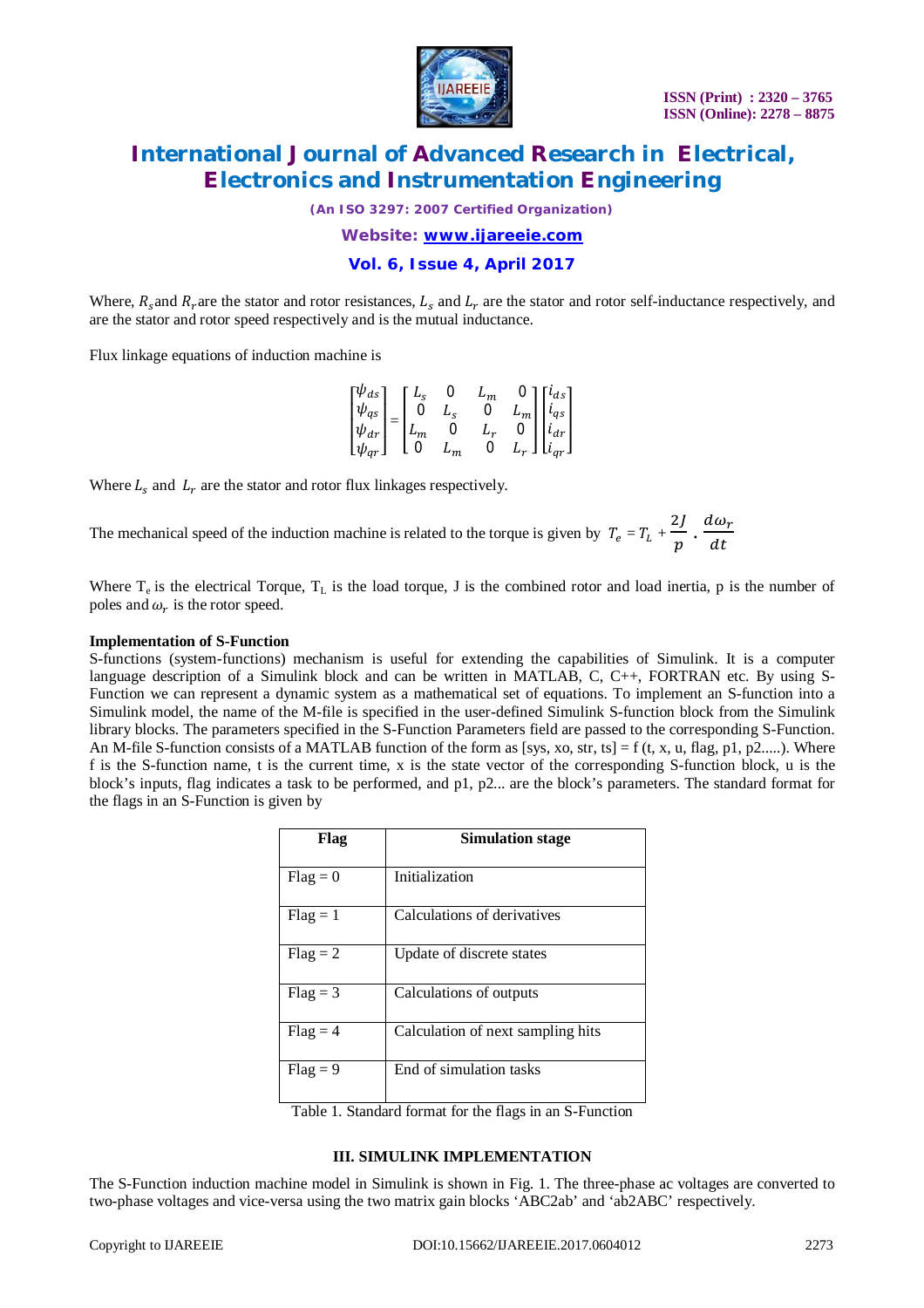Where, $R_s$ and $R_r$ are the stator and rotor resistances, $L_s$ and $L_r$ are the stator and rotor self-inductance respectively, and are the stator and rotor speed respectively and is the mutual inductance.

Flux linkage equations of induction machine is

$$\begin{bmatrix} \psi_{ds} \\ \psi_{qs} \\ \psi_{dr} \\ \psi_{qr} \end{bmatrix} = \begin{bmatrix} L_s & 0 & L_m & 0 \\ 0 & L_s & 0 & L_m \\ L_m & 0 & L_r & 0 \\ 0 & L_m & 0 & L_r \end{bmatrix} \begin{bmatrix} i_{ds} \\ i_{qs} \\ i_{dr} \\ i_{qr} \end{bmatrix}$$

Where $L_s$ and $L_r$ are the stator and rotor flux linkages respectively.

The mechanical speed of the induction machine is related to the torque is given by $T_e = T_L + \frac{2J}{p} \cdot \frac{d\omega_r}{dt}$

Where $T_e$ is the electrical Torque, $T_L$ is the load torque, J is the combined rotor and load inertia, p is the number of poles and $\omega_r$ is the rotor speed.

**Implementation of S-Function**

S-functions (system-functions) mechanism is useful for extending the capabilities of Simulink. It is a computer language description of a Simulink block and can be written in MATLAB, C, C++, FORTRAN etc. By using S-Function we can represent a dynamic system as a mathematical set of equations. To implement an S-function into a Simulink model, the name of the M-file is specified in the user-defined Simulink S-function block from the Simulink library blocks. The parameters specified in the S-Function Parameters field are passed to the corresponding S-Function. An M-file S-function consists of a MATLAB function of the form as [sys, xo, str, ts] = f (t, x, u, flag, p1, p2.....). Where f is the S-function name, t is the current time, x is the state vector of the corresponding S-function block, u is the block's inputs, flag indicates a task to be performed, and p1, p2... are the block's parameters. The standard format for the flags in an S-Function is given by

| Flag | Simulation stage |
| --- | --- |
| Flag = 0 | Initialization |
| Flag = 1 | Calculations of derivatives |
| Flag = 2 | Update of discrete states |
| Flag = 3 | Calculations of outputs |
| Flag = 4 | Calculation of next sampling hits |
| Flag = 9 | End of simulation tasks |

Table 1. Standard format for the flags in an S-Function

## III. SIMULINK IMPLEMENTATION

The S-Function induction machine model in Simulink is shown in Fig. 1. The three-phase ac voltages are converted to two-phase voltages and vice-versa using the two matrix gain blocks 'ABC2ab' and 'ab2ABC' respectively.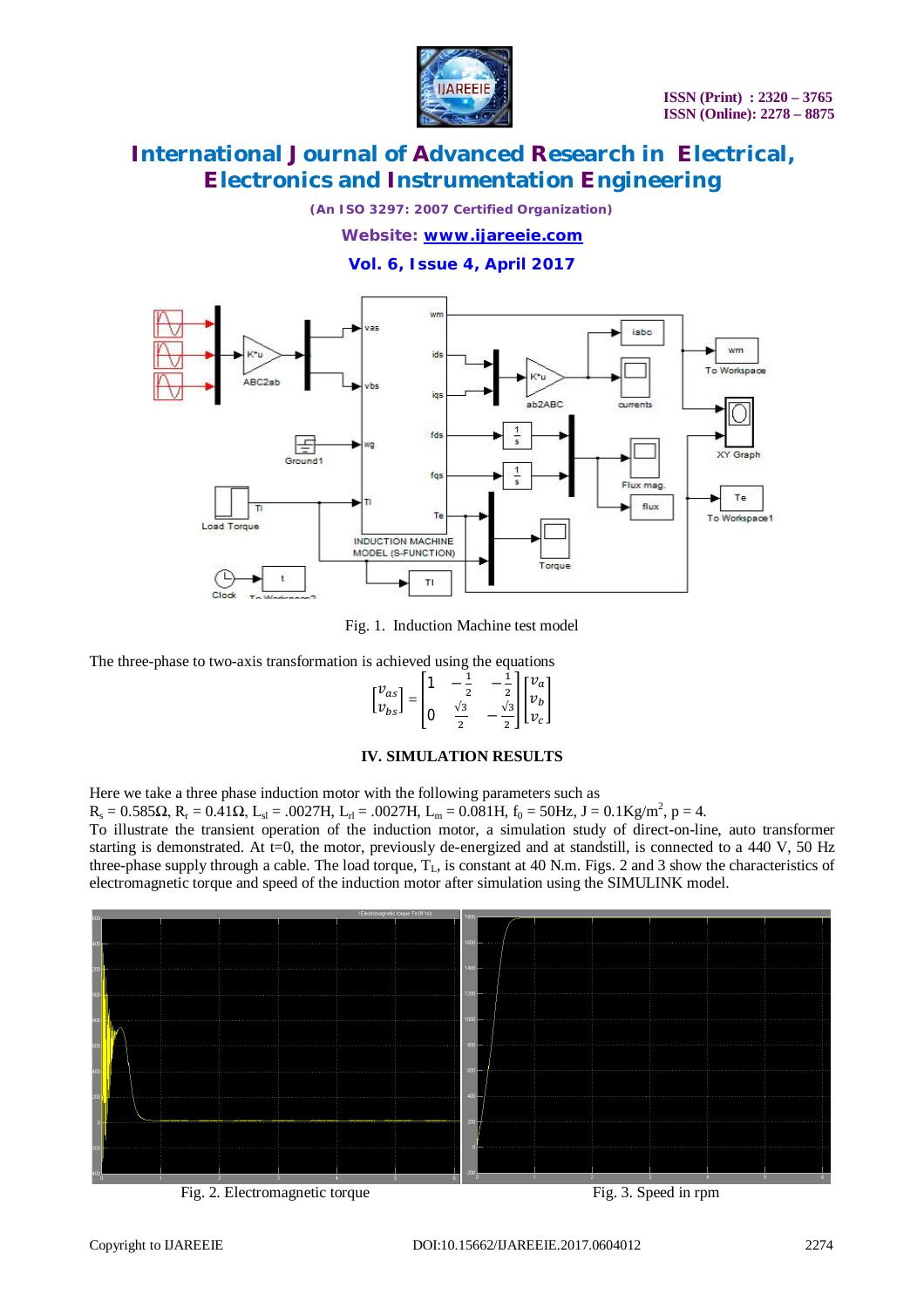Fig. 1. Induction Machine test model

The three-phase to two-axis transformation is achieved using the equations

$$\begin{bmatrix} v_{as} \\ v_{bs} \end{bmatrix} = \begin{bmatrix} 1 & -\frac{1}{2} & -\frac{1}{2} \\ 0 & \frac{\sqrt{3}}{2} & -\frac{\sqrt{3}}{2} \end{bmatrix} \begin{bmatrix} v_a \\ v_b \\ v_c \end{bmatrix}$$

## IV. SIMULATION RESULTS

Here we take a three phase induction motor with the following parameters such as
$R_s = 0.585\Omega$, $R_r = 0.41\Omega$, $L_{sl} = .0027H$, $L_{rl} = .0027H$, $L_m = 0.081H$, $f_0 = 50Hz$, $J = 0.1Kg/m^2$, $p = 4$.
To illustrate the transient operation of the induction motor, a simulation study of direct-on-line, auto transformer starting is demonstrated. At t=0, the motor, previously de-energized and at standstill, is connected to a 440 V, 50 Hz three-phase supply through a cable. The load torque, $T_L$, is constant at 40 N.m. Figs. 2 and 3 show the characteristics of electromagnetic torque and speed of the induction motor after simulation using the SIMULINK model.

Fig. 2. Electromagnetic torque

Fig. 3. Speed in rpm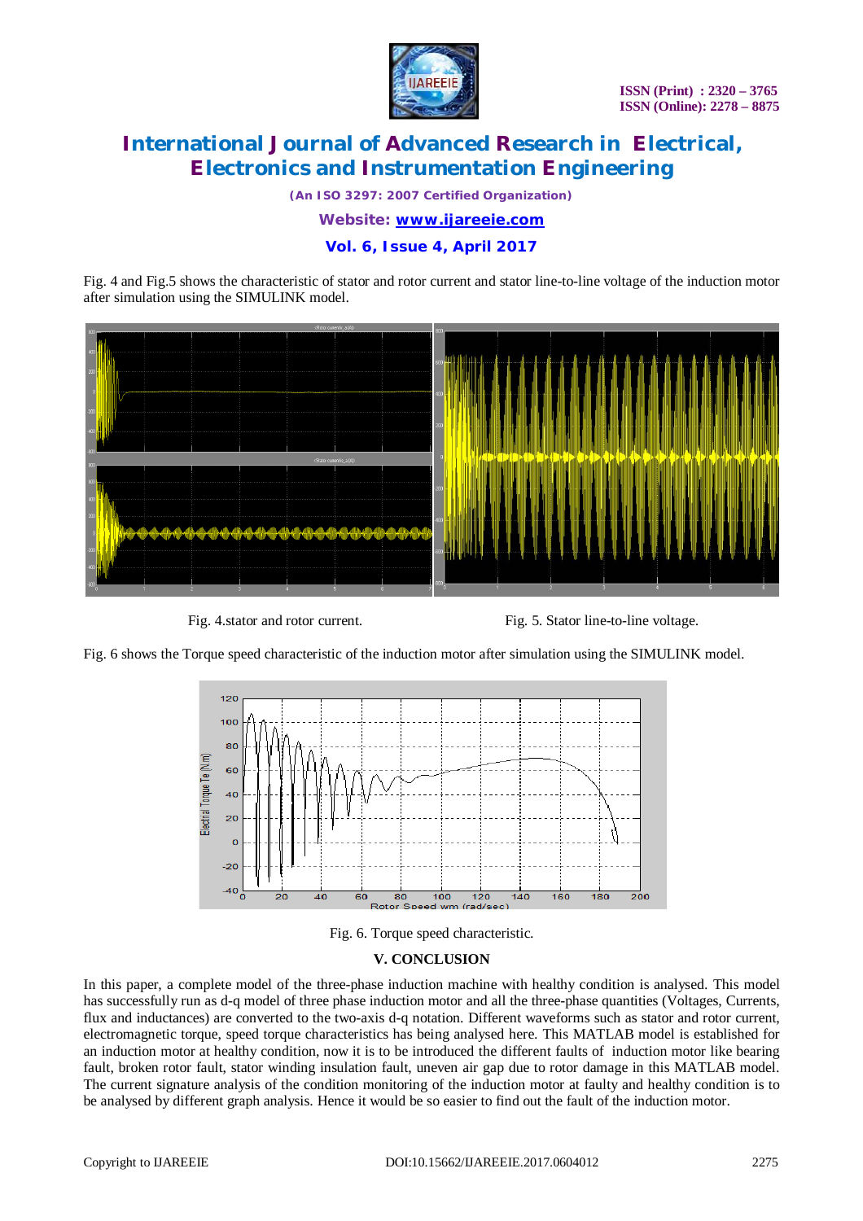Fig. 4 and Fig.5 shows the characteristic of stator and rotor current and stator line-to-line voltage of the induction motor after simulation using the SIMULINK model.

Fig. 4.stator and rotor current.

Fig. 5. Stator line-to-line voltage.

Fig. 6 shows the Torque speed characteristic of the induction motor after simulation using the SIMULINK model.

Fig. 6. Torque speed characteristic.

## V. CONCLUSION

In this paper, a complete model of the three-phase induction machine with healthy condition is analysed. This model has successfully run as d-q model of three phase induction motor and all the three-phase quantities (Voltages, Currents, flux and inductances) are converted to the two-axis d-q notation. Different waveforms such as stator and rotor current, electromagnetic torque, speed torque characteristics has being analysed here. This MATLAB model is established for an induction motor at healthy condition, now it is to be introduced the different faults of induction motor like bearing fault, broken rotor fault, stator winding insulation fault, uneven air gap due to rotor damage in this MATLAB model. The current signature analysis of the condition monitoring of the induction motor at faulty and healthy condition is to be analysed by different graph analysis. Hence it would be so easier to find out the fault of the induction motor.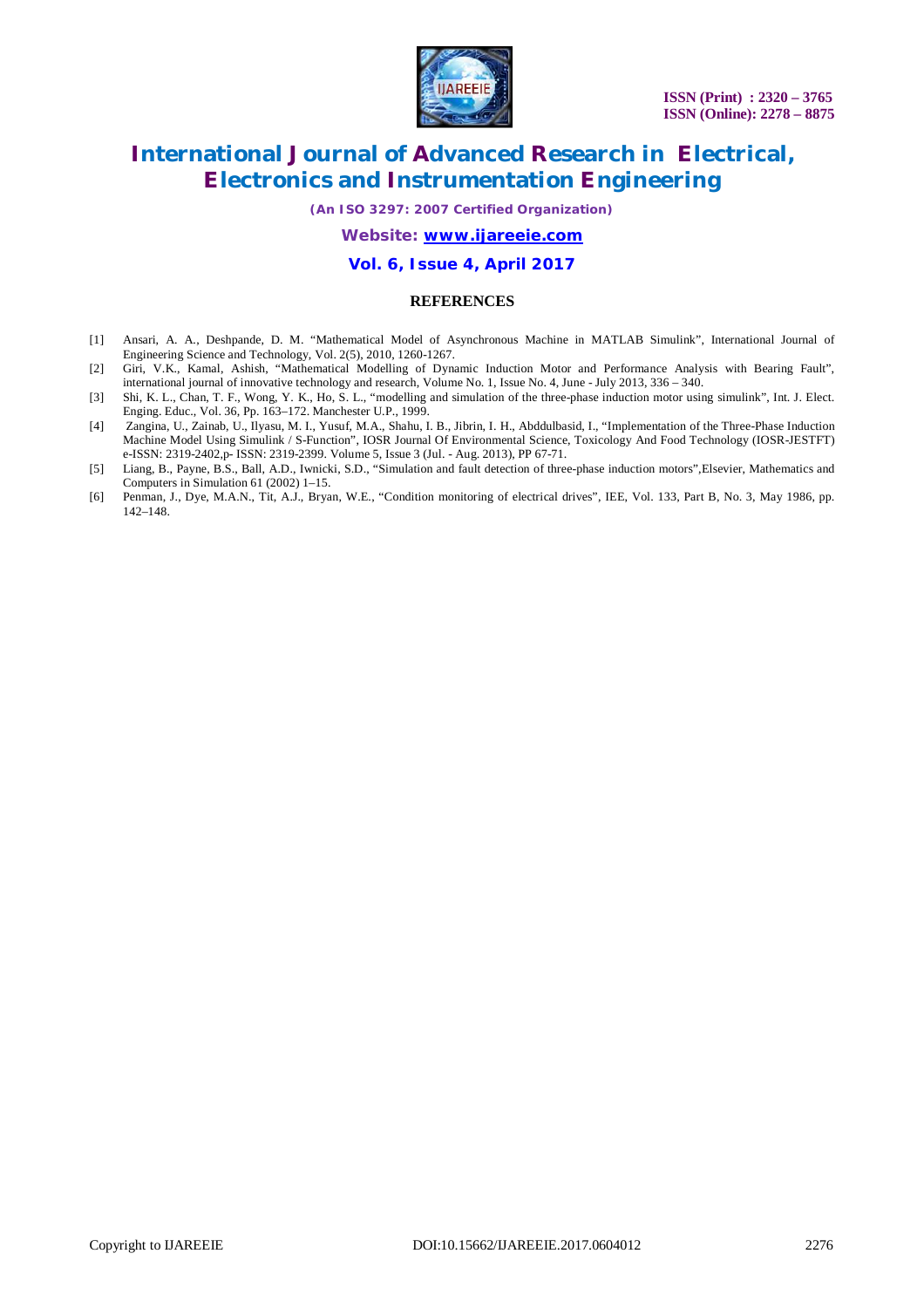## REFERENCES

[1] Ansari, A. A., Deshpande, D. M. "Mathematical Model of Asynchronous Machine in MATLAB Simulink", International Journal of Engineering Science and Technology, Vol. 2(5), 2010, 1260-1267.

[2] Giri, V.K., Kamal, Ashish, "Mathematical Modelling of Dynamic Induction Motor and Performance Analysis with Bearing Fault", international journal of innovative technology and research, Volume No. 1, Issue No. 4, June - July 2013, 336 – 340.

[3] Shi, K. L., Chan, T. F., Wong, Y. K., Ho, S. L., "modelling and simulation of the three-phase induction motor using simulink", Int. J. Elect. Enging. Educ., Vol. 36, Pp. 163–172. Manchester U.P., 1999.

[4] Zangina, U., Zainab, U., Ilyasu, M. I., Yusuf, M.A., Shahu, I. B., Jibrin, I. H., Abddulbasid, I., "Implementation of the Three-Phase Induction Machine Model Using Simulink / S-Function", IOSR Journal Of Environmental Science, Toxicology And Food Technology (IOSR-JESTFT) e-ISSN: 2319-2402,p- ISSN: 2319-2399. Volume 5, Issue 3 (Jul. - Aug. 2013), PP 67-71.

[5] Liang, B., Payne, B.S., Ball, A.D., Iwnicki, S.D., "Simulation and fault detection of three-phase induction motors",Elsevier, Mathematics and Computers in Simulation 61 (2002) 1–15.

[6] Penman, J., Dye, M.A.N., Tit, A.J., Bryan, W.E., "Condition monitoring of electrical drives", IEE, Vol. 133, Part B, No. 3, May 1986, pp. 142–148.